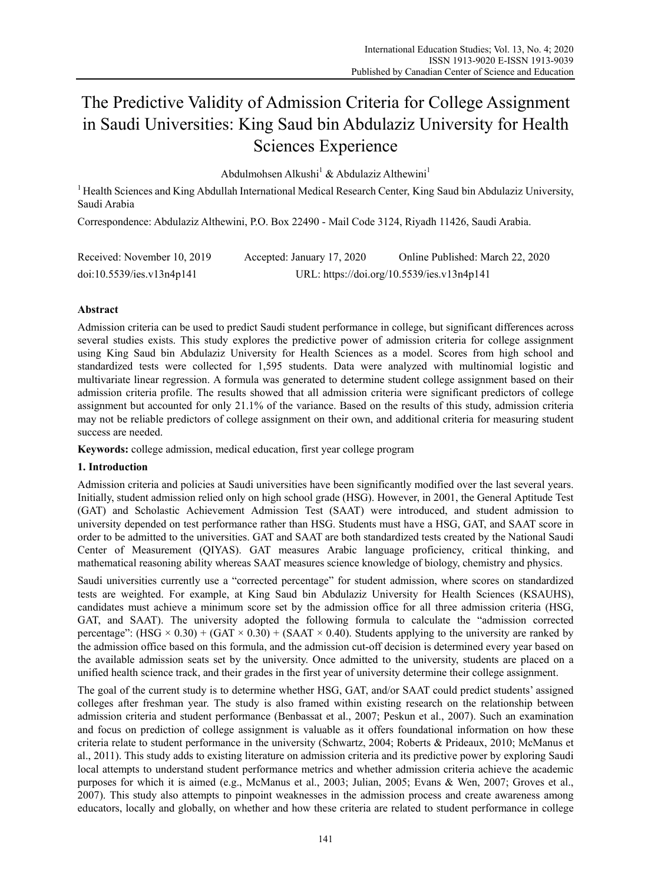# The Predictive Validity of Admission Criteria for College Assignment in Saudi Universities: King Saud bin Abdulaziz University for Health Sciences Experience

Abdulmohsen Alkushi[1] & Abdulaziz Althewini[1]

[1] Health Sciences and King Abdullah International Medical Research Center, King Saud bin Abdulaziz University, Saudi Arabia

Correspondence: Abdulaziz Althewini, P.O. Box 22490 - Mail Code 3124, Riyadh 11426, Saudi Arabia.

Received: November 10, 2019 Accepted: January 17, 2020 Online Published: March 22, 2020

doi:10.5539/ies.v13n4p141 URL: https://doi.org/10.5539/ies.v13n4p141

**Abstract**

Admission criteria can be used to predict Saudi student performance in college, but significant differences across several studies exists. This study explores the predictive power of admission criteria for college assignment using King Saud bin Abdulaziz University for Health Sciences as a model. Scores from high school and standardized tests were collected for 1,595 students. Data were analyzed with multinomial logistic and multivariate linear regression. A formula was generated to determine student college assignment based on their admission criteria profile. The results showed that all admission criteria were significant predictors of college assignment but accounted for only 21.1% of the variance. Based on the results of this study, admission criteria may not be reliable predictors of college assignment on their own, and additional criteria for measuring student success are needed.

**Keywords:** college admission, medical education, first year college program

## 1. Introduction

Admission criteria and policies at Saudi universities have been significantly modified over the last several years. Initially, student admission relied only on high school grade (HSG). However, in 2001, the General Aptitude Test (GAT) and Scholastic Achievement Admission Test (SAAT) were introduced, and student admission to university depended on test performance rather than HSG. Students must have a HSG, GAT, and SAAT score in order to be admitted to the universities. GAT and SAAT are both standardized tests created by the National Saudi Center of Measurement (QIYAS). GAT measures Arabic language proficiency, critical thinking, and mathematical reasoning ability whereas SAAT measures science knowledge of biology, chemistry and physics.

Saudi universities currently use a "corrected percentage" for student admission, where scores on standardized tests are weighted. For example, at King Saud bin Abdulaziz University for Health Sciences (KSAUHS), candidates must achieve a minimum score set by the admission office for all three admission criteria (HSG, GAT, and SAAT). The university adopted the following formula to calculate the "admission corrected percentage": (HSG × 0.30) + (GAT × 0.30) + (SAAT × 0.40). Students applying to the university are ranked by the admission office based on this formula, and the admission cut-off decision is determined every year based on the available admission seats set by the university. Once admitted to the university, students are placed on a unified health science track, and their grades in the first year of university determine their college assignment.

The goal of the current study is to determine whether HSG, GAT, and/or SAAT could predict students' assigned colleges after freshman year. The study is also framed within existing research on the relationship between admission criteria and student performance (Benbassat et al., 2007; Peskun et al., 2007). Such an examination and focus on prediction of college assignment is valuable as it offers foundational information on how these criteria relate to student performance in the university (Schwartz, 2004; Roberts & Prideaux, 2010; McManus et al., 2011). This study adds to existing literature on admission criteria and its predictive power by exploring Saudi local attempts to understand student performance metrics and whether admission criteria achieve the academic purposes for which it is aimed (e.g., McManus et al., 2003; Julian, 2005; Evans & Wen, 2007; Groves et al., 2007). This study also attempts to pinpoint weaknesses in the admission process and create awareness among educators, locally and globally, on whether and how these criteria are related to student performance in college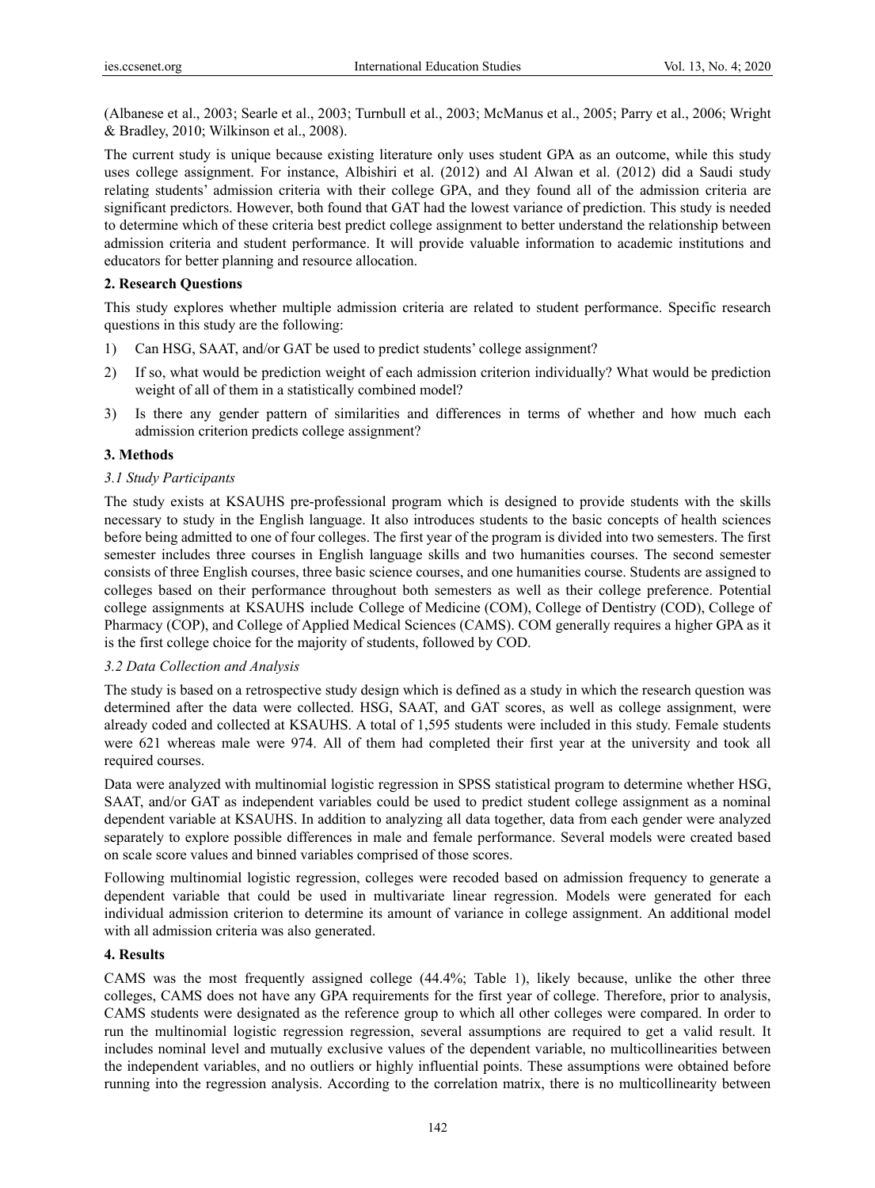(Albanese et al., 2003; Searle et al., 2003; Turnbull et al., 2003; McManus et al., 2005; Parry et al., 2006; Wright & Bradley, 2010; Wilkinson et al., 2008).

The current study is unique because existing literature only uses student GPA as an outcome, while this study uses college assignment. For instance, Albishiri et al. (2012) and Al Alwan et al. (2012) did a Saudi study relating students' admission criteria with their college GPA, and they found all of the admission criteria are significant predictors. However, both found that GAT had the lowest variance of prediction. This study is needed to determine which of these criteria best predict college assignment to better understand the relationship between admission criteria and student performance. It will provide valuable information to academic institutions and educators for better planning and resource allocation.

## 2. Research Questions

This study explores whether multiple admission criteria are related to student performance. Specific research questions in this study are the following:

1) Can HSG, SAAT, and/or GAT be used to predict students' college assignment?
2) If so, what would be prediction weight of each admission criterion individually? What would be prediction weight of all of them in a statistically combined model?
3) Is there any gender pattern of similarities and differences in terms of whether and how much each admission criterion predicts college assignment?

## 3. Methods

### *3.1 Study Participants*

The study exists at KSAUHS pre-professional program which is designed to provide students with the skills necessary to study in the English language. It also introduces students to the basic concepts of health sciences before being admitted to one of four colleges. The first year of the program is divided into two semesters. The first semester includes three courses in English language skills and two humanities courses. The second semester consists of three English courses, three basic science courses, and one humanities course. Students are assigned to colleges based on their performance throughout both semesters as well as their college preference. Potential college assignments at KSAUHS include College of Medicine (COM), College of Dentistry (COD), College of Pharmacy (COP), and College of Applied Medical Sciences (CAMS). COM generally requires a higher GPA as it is the first college choice for the majority of students, followed by COD.

### *3.2 Data Collection and Analysis*

The study is based on a retrospective study design which is defined as a study in which the research question was determined after the data were collected. HSG, SAAT, and GAT scores, as well as college assignment, were already coded and collected at KSAUHS. A total of 1,595 students were included in this study. Female students were 621 whereas male were 974. All of them had completed their first year at the university and took all required courses.

Data were analyzed with multinomial logistic regression in SPSS statistical program to determine whether HSG, SAAT, and/or GAT as independent variables could be used to predict student college assignment as a nominal dependent variable at KSAUHS. In addition to analyzing all data together, data from each gender were analyzed separately to explore possible differences in male and female performance. Several models were created based on scale score values and binned variables comprised of those scores.

Following multinomial logistic regression, colleges were recoded based on admission frequency to generate a dependent variable that could be used in multivariate linear regression. Models were generated for each individual admission criterion to determine its amount of variance in college assignment. An additional model with all admission criteria was also generated.

## 4. Results

CAMS was the most frequently assigned college (44.4%; Table 1), likely because, unlike the other three colleges, CAMS does not have any GPA requirements for the first year of college. Therefore, prior to analysis, CAMS students were designated as the reference group to which all other colleges were compared. In order to run the multinomial logistic regression regression, several assumptions are required to get a valid result. It includes nominal level and mutually exclusive values of the dependent variable, no multicollinearities between the independent variables, and no outliers or highly influential points. These assumptions were obtained before running into the regression analysis. According to the correlation matrix, there is no multicollinearity between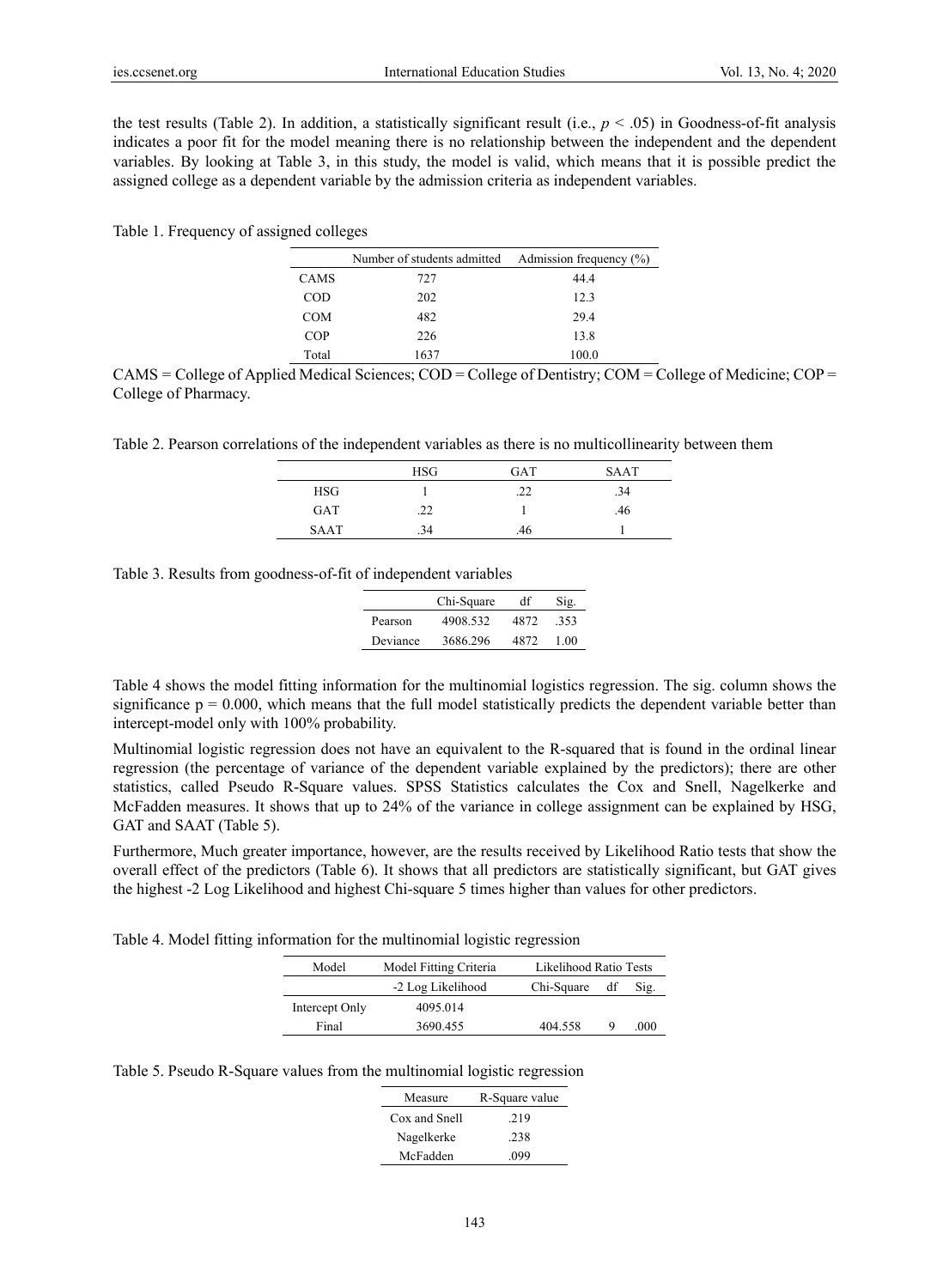the test results (Table 2). In addition, a statistically significant result (i.e., $p < .05$) in Goodness-of-fit analysis indicates a poor fit for the model meaning there is no relationship between the independent and the dependent variables. By looking at Table 3, in this study, the model is valid, which means that it is possible predict the assigned college as a dependent variable by the admission criteria as independent variables.

Table 1. Frequency of assigned colleges

| | Number of students admitted | Admission frequency (%) |
|---|---|---|
| CAMS | 727 | 44.4 |
| COD | 202 | 12.3 |
| COM | 482 | 29.4 |
| COP | 226 | 13.8 |
| Total | 1637 | 100.0 |

CAMS = College of Applied Medical Sciences; COD = College of Dentistry; COM = College of Medicine; COP = College of Pharmacy.

Table 2. Pearson correlations of the independent variables as there is no multicollinearity between them

| | HSG | GAT | SAAT |
|---|---|---|---|
| HSG | 1 | .22 | .34 |
| GAT | .22 | 1 | .46 |
| SAAT | .34 | .46 | 1 |

Table 3. Results from goodness-of-fit of independent variables

| | Chi-Square | df | Sig. |
|---|---|---|---|
| Pearson | 4908.532 | 4872 | .353 |
| Deviance | 3686.296 | 4872 | 1.00 |

Table 4 shows the model fitting information for the multinomial logistics regression. The sig. column shows the significance $p = 0.000$, which means that the full model statistically predicts the dependent variable better than intercept-model only with 100% probability.

Multinomial logistic regression does not have an equivalent to the R-squared that is found in the ordinal linear regression (the percentage of variance of the dependent variable explained by the predictors); there are other statistics, called Pseudo R-Square values. SPSS Statistics calculates the Cox and Snell, Nagelkerke and McFadden measures. It shows that up to 24% of the variance in college assignment can be explained by HSG, GAT and SAAT (Table 5).

Furthermore, Much greater importance, however, are the results received by Likelihood Ratio tests that show the overall effect of the predictors (Table 6). It shows that all predictors are statistically significant, but GAT gives the highest -2 Log Likelihood and highest Chi-square 5 times higher than values for other predictors.

Table 4. Model fitting information for the multinomial logistic regression

| Model | Model Fitting Criteria | Likelihood Ratio Tests | | |
|---|---|---|---|---|
| | -2 Log Likelihood | Chi-Square | df | Sig. |
| Intercept Only | 4095.014 | | | |
| Final | 3690.455 | 404.558 | 9 | .000 |

Table 5. Pseudo R-Square values from the multinomial logistic regression

| Measure | R-Square value |
|---|---|
| Cox and Snell | .219 |
| Nagelkerke | .238 |
| McFadden | .099 |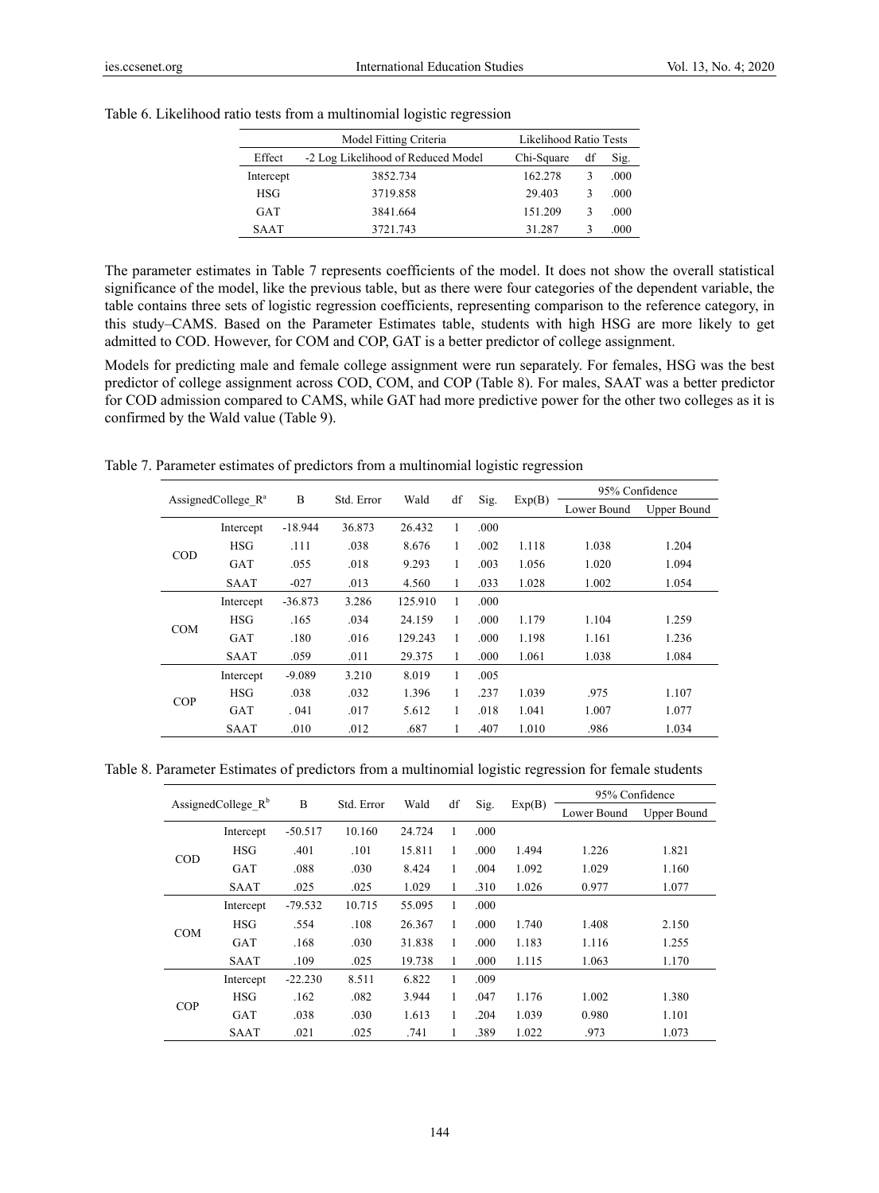Table 6. Likelihood ratio tests from a multinomial logistic regression

| | Model Fitting Criteria | Likelihood Ratio Tests | | |
|---|---|---|---|---|
| Effect | -2 Log Likelihood of Reduced Model | Chi-Square | df | Sig. |
| Intercept | 3852.734 | 162.278 | 3 | .000 |
| HSG | 3719.858 | 29.403 | 3 | .000 |
| GAT | 3841.664 | 151.209 | 3 | .000 |
| SAAT | 3721.743 | 31.287 | 3 | .000 |

The parameter estimates in Table 7 represents coefficients of the model. It does not show the overall statistical significance of the model, like the previous table, but as there were four categories of the dependent variable, the table contains three sets of logistic regression coefficients, representing comparison to the reference category, in this study–CAMS. Based on the Parameter Estimates table, students with high HSG are more likely to get admitted to COD. However, for COM and COP, GAT is a better predictor of college assignment.

Models for predicting male and female college assignment were run separately. For females, HSG was the best predictor of college assignment across COD, COM, and COP (Table 8). For males, SAAT was a better predictor for COD admission compared to CAMS, while GAT had more predictive power for the other two colleges as it is confirmed by the Wald value (Table 9).

Table 7. Parameter estimates of predictors from a multinomial logistic regression

| AssignedCollege_R[a] | | B | Std. Error | Wald | df | Sig. | Exp(B) | 95% Confidence | |
|---|---|---|---|---|---|---|---|---|---|
| | | | | | | | | Lower Bound | Upper Bound |
| COD | Intercept | -18.944 | 36.873 | 26.432 | 1 | .000 | | | |
| | HSG | .111 | .038 | 8.676 | 1 | .002 | 1.118 | 1.038 | 1.204 |
| | GAT | .055 | .018 | 9.293 | 1 | .003 | 1.056 | 1.020 | 1.094 |
| | SAAT | -027 | .013 | 4.560 | 1 | .033 | 1.028 | 1.002 | 1.054 |
| COM | Intercept | -36.873 | 3.286 | 125.910 | 1 | .000 | | | |
| | HSG | .165 | .034 | 24.159 | 1 | .000 | 1.179 | 1.104 | 1.259 |
| | GAT | .180 | .016 | 129.243 | 1 | .000 | 1.198 | 1.161 | 1.236 |
| | SAAT | .059 | .011 | 29.375 | 1 | .000 | 1.061 | 1.038 | 1.084 |
| COP | Intercept | -9.089 | 3.210 | 8.019 | 1 | .005 | | | |
| | HSG | .038 | .032 | 1.396 | 1 | .237 | 1.039 | .975 | 1.107 |
| | GAT | . 041 | .017 | 5.612 | 1 | .018 | 1.041 | 1.007 | 1.077 |
| | SAAT | .010 | .012 | .687 | 1 | .407 | 1.010 | .986 | 1.034 |

Table 8. Parameter Estimates of predictors from a multinomial logistic regression for female students

| AssignedCollege_R[b] | | B | Std. Error | Wald | df | Sig. | Exp(B) | 95% Confidence | |
|---|---|---|---|---|---|---|---|---|---|
| | | | | | | | | Lower Bound | Upper Bound |
| COD | Intercept | -50.517 | 10.160 | 24.724 | 1 | .000 | | | |
| | HSG | .401 | .101 | 15.811 | 1 | .000 | 1.494 | 1.226 | 1.821 |
| | GAT | .088 | .030 | 8.424 | 1 | .004 | 1.092 | 1.029 | 1.160 |
| | SAAT | .025 | .025 | 1.029 | 1 | .310 | 1.026 | 0.977 | 1.077 |
| COM | Intercept | -79.532 | 10.715 | 55.095 | 1 | .000 | | | |
| | HSG | .554 | .108 | 26.367 | 1 | .000 | 1.740 | 1.408 | 2.150 |
| | GAT | .168 | .030 | 31.838 | 1 | .000 | 1.183 | 1.116 | 1.255 |
| | SAAT | .109 | .025 | 19.738 | 1 | .000 | 1.115 | 1.063 | 1.170 |
| COP | Intercept | -22.230 | 8.511 | 6.822 | 1 | .009 | | | |
| | HSG | .162 | .082 | 3.944 | 1 | .047 | 1.176 | 1.002 | 1.380 |
| | GAT | .038 | .030 | 1.613 | 1 | .204 | 1.039 | 0.980 | 1.101 |
| | SAAT | .021 | .025 | .741 | 1 | .389 | 1.022 | .973 | 1.073 |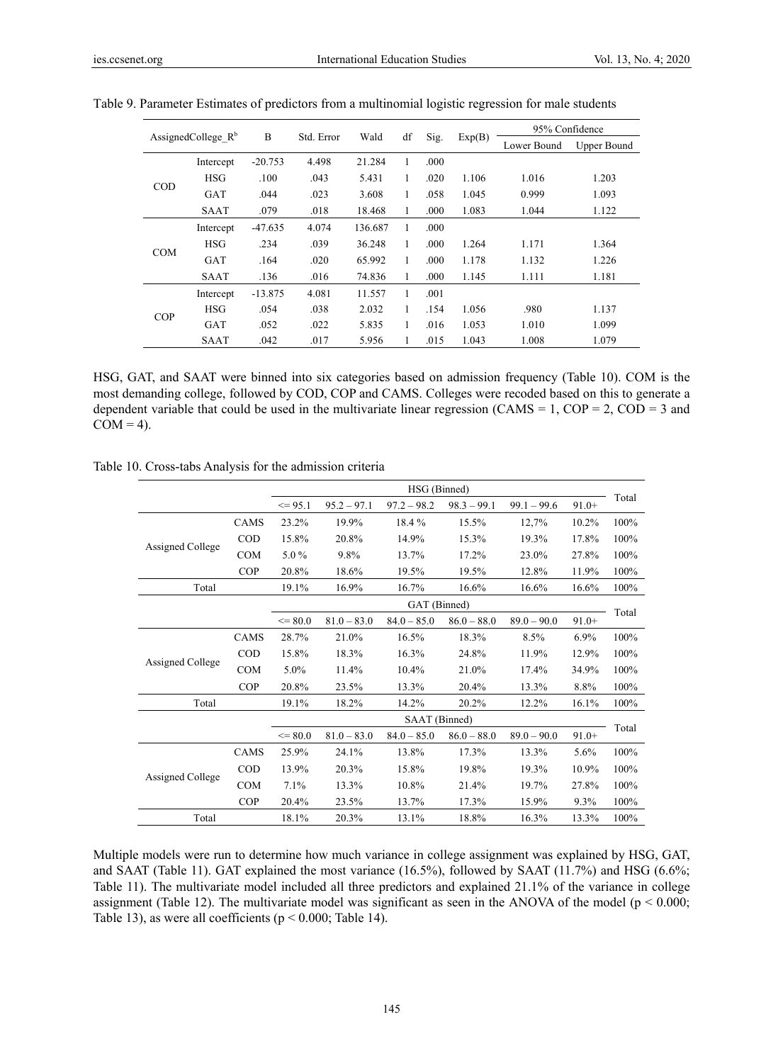Table 9. Parameter Estimates of predictors from a multinomial logistic regression for male students

| AssignedCollege_R[b] | | B | Std. Error | Wald | df | Sig. | Exp(B) | 95% Confidence | |
|---|---|---|---|---|---|---|---|---|---|
| | | | | | | | | Lower Bound | Upper Bound |
| COD | Intercept | -20.753 | 4.498 | 21.284 | 1 | .000 | | | |
| | HSG | .100 | .043 | 5.431 | 1 | .020 | 1.106 | 1.016 | 1.203 |
| | GAT | .044 | .023 | 3.608 | 1 | .058 | 1.045 | 0.999 | 1.093 |
| | SAAT | .079 | .018 | 18.468 | 1 | .000 | 1.083 | 1.044 | 1.122 |
| COM | Intercept | -47.635 | 4.074 | 136.687 | 1 | .000 | | | |
| | HSG | .234 | .039 | 36.248 | 1 | .000 | 1.264 | 1.171 | 1.364 |
| | GAT | .164 | .020 | 65.992 | 1 | .000 | 1.178 | 1.132 | 1.226 |
| | SAAT | .136 | .016 | 74.836 | 1 | .000 | 1.145 | 1.111 | 1.181 |
| COP | Intercept | -13.875 | 4.081 | 11.557 | 1 | .001 | | | |
| | HSG | .054 | .038 | 2.032 | 1 | .154 | 1.056 | .980 | 1.137 |
| | GAT | .052 | .022 | 5.835 | 1 | .016 | 1.053 | 1.010 | 1.099 |
| | SAAT | .042 | .017 | 5.956 | 1 | .015 | 1.043 | 1.008 | 1.079 |

HSG, GAT, and SAAT were binned into six categories based on admission frequency (Table 10). COM is the most demanding college, followed by COD, COP and CAMS. Colleges were recoded based on this to generate a dependent variable that could be used in the multivariate linear regression (CAMS = 1, COP = 2, COD = 3 and COM = 4).

Table 10. Cross-tabs Analysis for the admission criteria

| | | HSG (Binned) | | | | | | Total |
|---|---|---|---|---|---|---|---|---|
| | | <= 95.1 | 95.2 – 97.1 | 97.2 – 98.2 | 98.3 – 99.1 | 99.1 – 99.6 | 91.0+ | |
| Assigned College | CAMS | 23.2% | 19.9% | 18.4 % | 15.5% | 12,7% | 10.2% | 100% |
| | COD | 15.8% | 20.8% | 14.9% | 15.3% | 19.3% | 17.8% | 100% |
| | COM | 5.0 % | 9.8% | 13.7% | 17.2% | 23.0% | 27.8% | 100% |
| | COP | 20.8% | 18.6% | 19.5% | 19.5% | 12.8% | 11.9% | 100% |
| Total | | 19.1% | 16.9% | 16.7% | 16.6% | 16.6% | 16.6% | 100% |
| | | GAT (Binned) | | | | | | Total |
| | | <= 80.0 | 81.0 – 83.0 | 84.0 – 85.0 | 86.0 – 88.0 | 89.0 – 90.0 | 91.0+ | |
| Assigned College | CAMS | 28.7% | 21.0% | 16.5% | 18.3% | 8.5% | 6.9% | 100% |
| | COD | 15.8% | 18.3% | 16.3% | 24.8% | 11.9% | 12.9% | 100% |
| | COM | 5.0% | 11.4% | 10.4% | 21.0% | 17.4% | 34.9% | 100% |
| | COP | 20.8% | 23.5% | 13.3% | 20.4% | 13.3% | 8.8% | 100% |
| Total | | 19.1% | 18.2% | 14.2% | 20.2% | 12.2% | 16.1% | 100% |
| | | SAAT (Binned) | | | | | | Total |
| | | <= 80.0 | 81.0 – 83.0 | 84.0 – 85.0 | 86.0 – 88.0 | 89.0 – 90.0 | 91.0+ | |
| Assigned College | CAMS | 25.9% | 24.1% | 13.8% | 17.3% | 13.3% | 5.6% | 100% |
| | COD | 13.9% | 20.3% | 15.8% | 19.8% | 19.3% | 10.9% | 100% |
| | COM | 7.1% | 13.3% | 10.8% | 21.4% | 19.7% | 27.8% | 100% |
| | COP | 20.4% | 23.5% | 13.7% | 17.3% | 15.9% | 9.3% | 100% |
| Total | | 18.1% | 20.3% | 13.1% | 18.8% | 16.3% | 13.3% | 100% |

Multiple models were run to determine how much variance in college assignment was explained by HSG, GAT, and SAAT (Table 11). GAT explained the most variance (16.5%), followed by SAAT (11.7%) and HSG (6.6%; Table 11). The multivariate model included all three predictors and explained 21.1% of the variance in college assignment (Table 12). The multivariate model was significant as seen in the ANOVA of the model ($p < 0.000$; Table 13), as were all coefficients ($p < 0.000$; Table 14).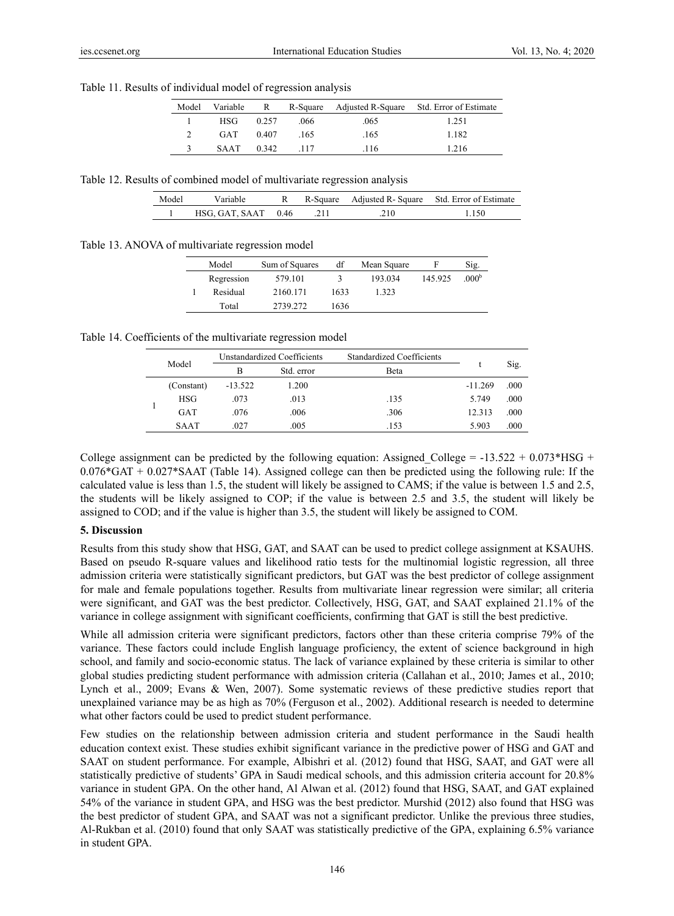Table 11. Results of individual model of regression analysis

| Model | Variable | R | R-Square | Adjusted R-Square | Std. Error of Estimate |
|---|---|---|---|---|---|
| 1 | HSG | 0.257 | .066 | .065 | 1.251 |
| 2 | GAT | 0.407 | .165 | .165 | 1.182 |
| 3 | SAAT | 0.342 | .117 | .116 | 1.216 |

Table 12. Results of combined model of multivariate regression analysis

| Model | Variable | R | R-Square | Adjusted R- Square | Std. Error of Estimate |
|---|---|---|---|---|---|
| 1 | HSG, GAT, SAAT | 0.46 | .211 | .210 | 1.150 |

Table 13. ANOVA of multivariate regression model

| | Model | Sum of Squares | df | Mean Square | F | Sig. |
|---|---|---|---|---|---|---|
| 1 | Regression | 579.101 | 3 | 193.034 | 145.925 | .000[b] |
| | Residual | 2160.171 | 1633 | 1.323 | | |
| | Total | 2739.272 | 1636 | | | |

Table 14. Coefficients of the multivariate regression model

| | Model | Unstandardized Coefficients | | Standardized Coefficients | t | Sig. |
|---|---|---|---|---|---|---|
| | | B | Std. error | Beta | | |
| 1 | (Constant) | -13.522 | 1.200 | | -11.269 | .000 |
| | HSG | .073 | .013 | .135 | 5.749 | .000 |
| | GAT | .076 | .006 | .306 | 12.313 | .000 |
| | SAAT | .027 | .005 | .153 | 5.903 | .000 |

College assignment can be predicted by the following equation: Assigned_College = -13.522 + 0.073*HSG + 0.076*GAT + 0.027*SAAT (Table 14). Assigned college can then be predicted using the following rule: If the calculated value is less than 1.5, the student will likely be assigned to CAMS; if the value is between 1.5 and 2.5, the students will be likely assigned to COP; if the value is between 2.5 and 3.5, the student will likely be assigned to COD; and if the value is higher than 3.5, the student will likely be assigned to COM.

## 5. Discussion

Results from this study show that HSG, GAT, and SAAT can be used to predict college assignment at KSAUHS. Based on pseudo R-square values and likelihood ratio tests for the multinomial logistic regression, all three admission criteria were statistically significant predictors, but GAT was the best predictor of college assignment for male and female populations together. Results from multivariate linear regression were similar; all criteria were significant, and GAT was the best predictor. Collectively, HSG, GAT, and SAAT explained 21.1% of the variance in college assignment with significant coefficients, confirming that GAT is still the best predictive.

While all admission criteria were significant predictors, factors other than these criteria comprise 79% of the variance. These factors could include English language proficiency, the extent of science background in high school, and family and socio-economic status. The lack of variance explained by these criteria is similar to other global studies predicting student performance with admission criteria (Callahan et al., 2010; James et al., 2010; Lynch et al., 2009; Evans & Wen, 2007). Some systematic reviews of these predictive studies report that unexplained variance may be as high as 70% (Ferguson et al., 2002). Additional research is needed to determine what other factors could be used to predict student performance.

Few studies on the relationship between admission criteria and student performance in the Saudi health education context exist. These studies exhibit significant variance in the predictive power of HSG and GAT and SAAT on student performance. For example, Albishri et al. (2012) found that HSG, SAAT, and GAT were all statistically predictive of students' GPA in Saudi medical schools, and this admission criteria account for 20.8% variance in student GPA. On the other hand, Al Alwan et al. (2012) found that HSG, SAAT, and GAT explained 54% of the variance in student GPA, and HSG was the best predictor. Murshid (2012) also found that HSG was the best predictor of student GPA, and SAAT was not a significant predictor. Unlike the previous three studies, Al-Rukban et al. (2010) found that only SAAT was statistically predictive of the GPA, explaining 6.5% variance in student GPA.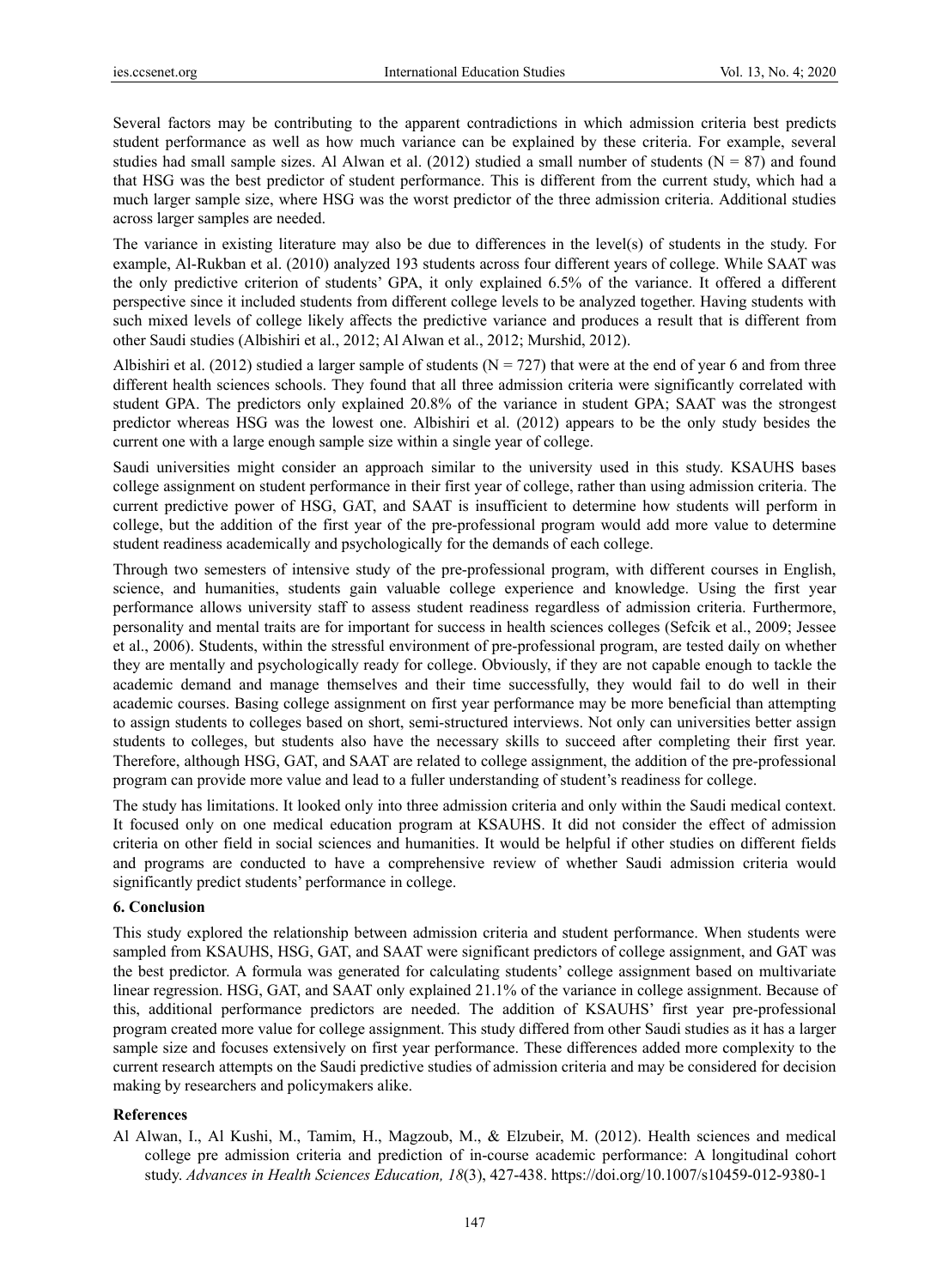Several factors may be contributing to the apparent contradictions in which admission criteria best predicts student performance as well as how much variance can be explained by these criteria. For example, several studies had small sample sizes. Al Alwan et al. (2012) studied a small number of students ($N = 87$) and found that HSG was the best predictor of student performance. This is different from the current study, which had a much larger sample size, where HSG was the worst predictor of the three admission criteria. Additional studies across larger samples are needed.

The variance in existing literature may also be due to differences in the level(s) of students in the study. For example, Al-Rukban et al. (2010) analyzed 193 students across four different years of college. While SAAT was the only predictive criterion of students' GPA, it only explained 6.5% of the variance. It offered a different perspective since it included students from different college levels to be analyzed together. Having students with such mixed levels of college likely affects the predictive variance and produces a result that is different from other Saudi studies (Albishiri et al., 2012; Al Alwan et al., 2012; Murshid, 2012).

Albishiri et al. (2012) studied a larger sample of students ($N = 727$) that were at the end of year 6 and from three different health sciences schools. They found that all three admission criteria were significantly correlated with student GPA. The predictors only explained 20.8% of the variance in student GPA; SAAT was the strongest predictor whereas HSG was the lowest one. Albishiri et al. (2012) appears to be the only study besides the current one with a large enough sample size within a single year of college.

Saudi universities might consider an approach similar to the university used in this study. KSAUHS bases college assignment on student performance in their first year of college, rather than using admission criteria. The current predictive power of HSG, GAT, and SAAT is insufficient to determine how students will perform in college, but the addition of the first year of the pre-professional program would add more value to determine student readiness academically and psychologically for the demands of each college.

Through two semesters of intensive study of the pre-professional program, with different courses in English, science, and humanities, students gain valuable college experience and knowledge. Using the first year performance allows university staff to assess student readiness regardless of admission criteria. Furthermore, personality and mental traits are for important for success in health sciences colleges (Sefcik et al., 2009; Jessee et al., 2006). Students, within the stressful environment of pre-professional program, are tested daily on whether they are mentally and psychologically ready for college. Obviously, if they are not capable enough to tackle the academic demand and manage themselves and their time successfully, they would fail to do well in their academic courses. Basing college assignment on first year performance may be more beneficial than attempting to assign students to colleges based on short, semi-structured interviews. Not only can universities better assign students to colleges, but students also have the necessary skills to succeed after completing their first year. Therefore, although HSG, GAT, and SAAT are related to college assignment, the addition of the pre-professional program can provide more value and lead to a fuller understanding of student's readiness for college.

The study has limitations. It looked only into three admission criteria and only within the Saudi medical context. It focused only on one medical education program at KSAUHS. It did not consider the effect of admission criteria on other field in social sciences and humanities. It would be helpful if other studies on different fields and programs are conducted to have a comprehensive review of whether Saudi admission criteria would significantly predict students' performance in college.

## 6. Conclusion

This study explored the relationship between admission criteria and student performance. When students were sampled from KSAUHS, HSG, GAT, and SAAT were significant predictors of college assignment, and GAT was the best predictor. A formula was generated for calculating students' college assignment based on multivariate linear regression. HSG, GAT, and SAAT only explained 21.1% of the variance in college assignment. Because of this, additional performance predictors are needed. The addition of KSAUHS' first year pre-professional program created more value for college assignment. This study differed from other Saudi studies as it has a larger sample size and focuses extensively on first year performance. These differences added more complexity to the current research attempts on the Saudi predictive studies of admission criteria and may be considered for decision making by researchers and policymakers alike.

## References

Al Alwan, I., Al Kushi, M., Tamim, H., Magzoub, M., & Elzubeir, M. (2012). Health sciences and medical college pre admission criteria and prediction of in-course academic performance: A longitudinal cohort study. *Advances in Health Sciences Education, 18*(3), 427-438. https://doi.org/10.1007/s10459-012-9380-1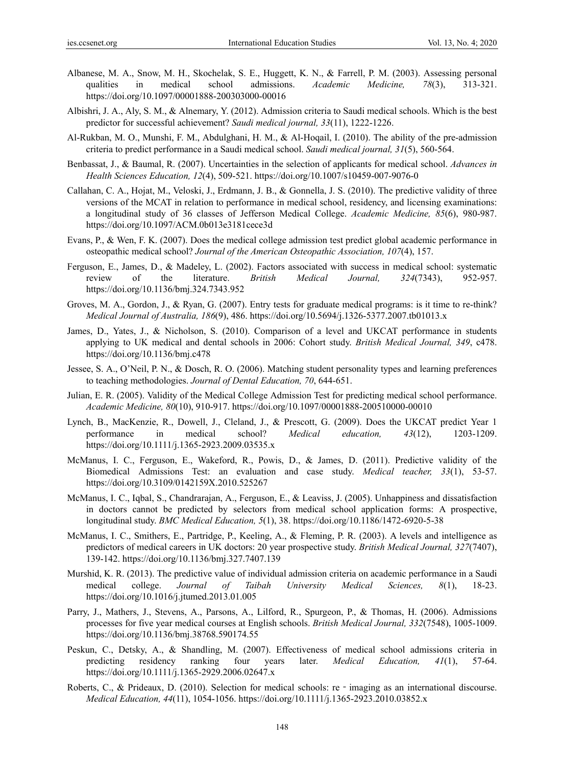Albanese, M. A., Snow, M. H., Skochelak, S. E., Huggett, K. N., & Farrell, P. M. (2003). Assessing personal qualities in medical school admissions. *Academic Medicine, 78*(3), 313-321. https://doi.org/10.1097/00001888-200303000-00016

Albishri, J. A., Aly, S. M., & Alnemary, Y. (2012). Admission criteria to Saudi medical schools. Which is the best predictor for successful achievement? *Saudi medical journal, 33*(11), 1222-1226.

Al-Rukban, M. O., Munshi, F. M., Abdulghani, H. M., & Al-Hoqail, I. (2010). The ability of the pre-admission criteria to predict performance in a Saudi medical school. *Saudi medical journal, 31*(5), 560-564.

Benbassat, J., & Baumal, R. (2007). Uncertainties in the selection of applicants for medical school. *Advances in Health Sciences Education, 12*(4), 509-521. https://doi.org/10.1007/s10459-007-9076-0

Callahan, C. A., Hojat, M., Veloski, J., Erdmann, J. B., & Gonnella, J. S. (2010). The predictive validity of three versions of the MCAT in relation to performance in medical school, residency, and licensing examinations: a longitudinal study of 36 classes of Jefferson Medical College. *Academic Medicine, 85*(6), 980-987. https://doi.org/10.1097/ACM.0b013e3181cece3d

Evans, P., & Wen, F. K. (2007). Does the medical college admission test predict global academic performance in osteopathic medical school? *Journal of the American Osteopathic Association, 107*(4), 157.

Ferguson, E., James, D., & Madeley, L. (2002). Factors associated with success in medical school: systematic review of the literature. *British Medical Journal, 324*(7343), 952-957. https://doi.org/10.1136/bmj.324.7343.952

Groves, M. A., Gordon, J., & Ryan, G. (2007). Entry tests for graduate medical programs: is it time to re-think? *Medical Journal of Australia, 186*(9), 486. https://doi.org/10.5694/j.1326-5377.2007.tb01013.x

James, D., Yates, J., & Nicholson, S. (2010). Comparison of a level and UKCAT performance in students applying to UK medical and dental schools in 2006: Cohort study. *British Medical Journal, 349*, c478. https://doi.org/10.1136/bmj.c478

Jessee, S. A., O'Neil, P. N., & Dosch, R. O. (2006). Matching student personality types and learning preferences to teaching methodologies. *Journal of Dental Education, 70*, 644-651.

Julian, E. R. (2005). Validity of the Medical College Admission Test for predicting medical school performance. *Academic Medicine, 80*(10), 910-917. https://doi.org/10.1097/00001888-200510000-00010

Lynch, B., MacKenzie, R., Dowell, J., Cleland, J., & Prescott, G. (2009). Does the UKCAT predict Year 1 performance in medical school? *Medical education, 43*(12), 1203-1209. https://doi.org/10.1111/j.1365-2923.2009.03535.x

McManus, I. C., Ferguson, E., Wakeford, R., Powis, D., & James, D. (2011). Predictive validity of the Biomedical Admissions Test: an evaluation and case study. *Medical teacher, 33*(1), 53-57. https://doi.org/10.3109/0142159X.2010.525267

McManus, I. C., Iqbal, S., Chandrarajan, A., Ferguson, E., & Leaviss, J. (2005). Unhappiness and dissatisfaction in doctors cannot be predicted by selectors from medical school application forms: A prospective, longitudinal study. *BMC Medical Education, 5*(1), 38. https://doi.org/10.1186/1472-6920-5-38

McManus, I. C., Smithers, E., Partridge, P., Keeling, A., & Fleming, P. R. (2003). A levels and intelligence as predictors of medical careers in UK doctors: 20 year prospective study. *British Medical Journal, 327*(7407), 139-142. https://doi.org/10.1136/bmj.327.7407.139

Murshid, K. R. (2013). The predictive value of individual admission criteria on academic performance in a Saudi medical college. *Journal of Taibah University Medical Sciences, 8*(1), 18-23. https://doi.org/10.1016/j.jtumed.2013.01.005

Parry, J., Mathers, J., Stevens, A., Parsons, A., Lilford, R., Spurgeon, P., & Thomas, H. (2006). Admissions processes for five year medical courses at English schools. *British Medical Journal, 332*(7548), 1005-1009. https://doi.org/10.1136/bmj.38768.590174.55

Peskun, C., Detsky, A., & Shandling, M. (2007). Effectiveness of medical school admissions criteria in predicting residency ranking four years later. *Medical Education, 41*(1), 57-64. https://doi.org/10.1111/j.1365-2929.2006.02647.x

Roberts, C., & Prideaux, D. (2010). Selection for medical schools: re‐imaging as an international discourse. *Medical Education, 44*(11), 1054-1056. https://doi.org/10.1111/j.1365-2923.2010.03852.x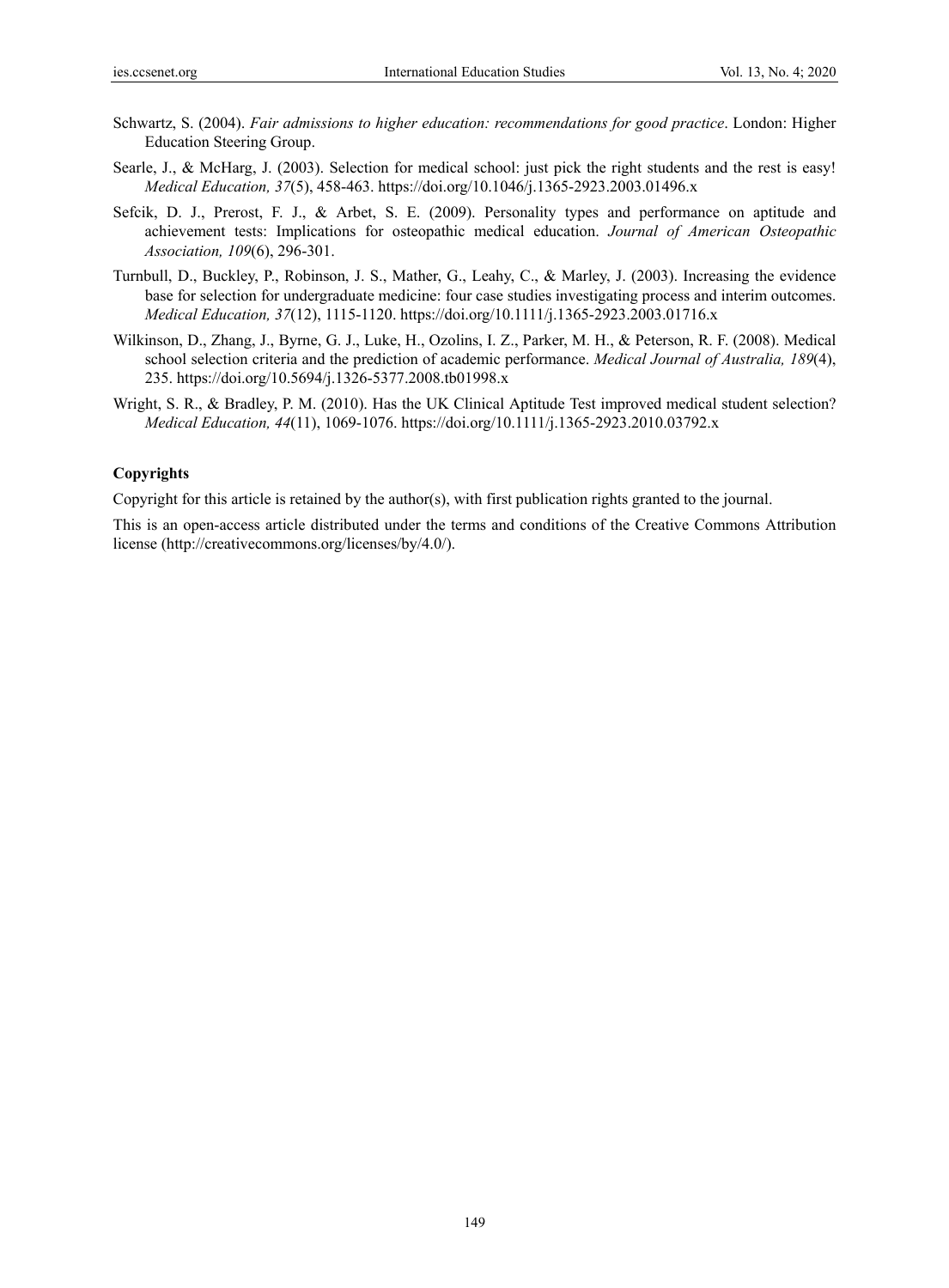Schwartz, S. (2004). *Fair admissions to higher education: recommendations for good practice*. London: Higher Education Steering Group.

Searle, J., & McHarg, J. (2003). Selection for medical school: just pick the right students and the rest is easy! *Medical Education, 37*(5), 458-463. https://doi.org/10.1046/j.1365-2923.2003.01496.x

Sefcik, D. J., Prerost, F. J., & Arbet, S. E. (2009). Personality types and performance on aptitude and achievement tests: Implications for osteopathic medical education. *Journal of American Osteopathic Association, 109*(6), 296-301.

Turnbull, D., Buckley, P., Robinson, J. S., Mather, G., Leahy, C., & Marley, J. (2003). Increasing the evidence base for selection for undergraduate medicine: four case studies investigating process and interim outcomes. *Medical Education, 37*(12), 1115-1120. https://doi.org/10.1111/j.1365-2923.2003.01716.x

Wilkinson, D., Zhang, J., Byrne, G. J., Luke, H., Ozolins, I. Z., Parker, M. H., & Peterson, R. F. (2008). Medical school selection criteria and the prediction of academic performance. *Medical Journal of Australia, 189*(4), 235. https://doi.org/10.5694/j.1326-5377.2008.tb01998.x

Wright, S. R., & Bradley, P. M. (2010). Has the UK Clinical Aptitude Test improved medical student selection? *Medical Education, 44*(11), 1069-1076. https://doi.org/10.1111/j.1365-2923.2010.03792.x

**Copyrights**

Copyright for this article is retained by the author(s), with first publication rights granted to the journal.

This is an open-access article distributed under the terms and conditions of the Creative Commons Attribution license (http://creativecommons.org/licenses/by/4.0/).